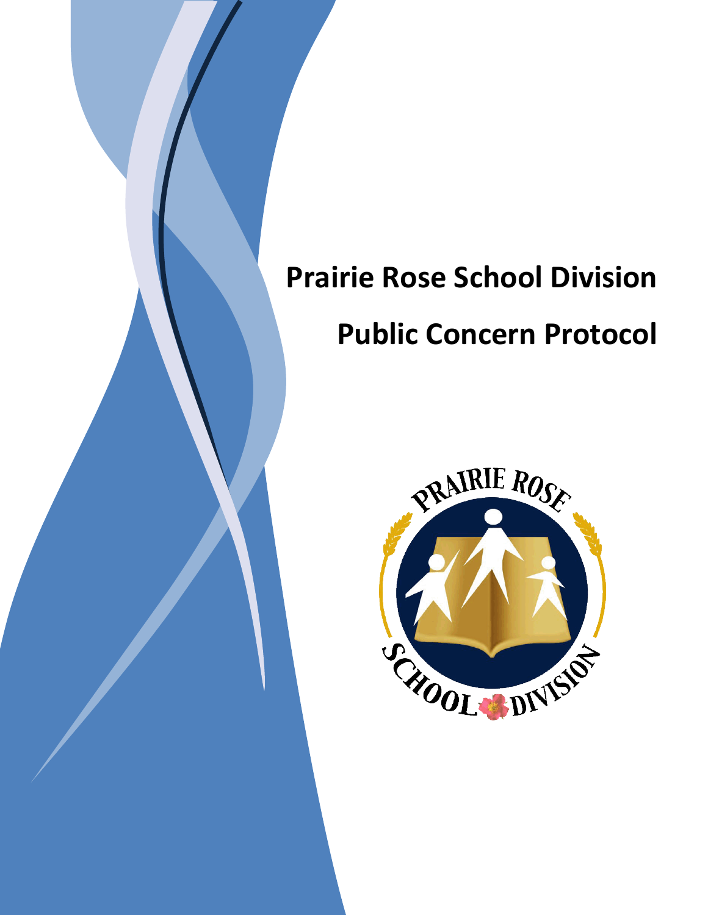# Prairie Rose School Division

# Public Concern Protocol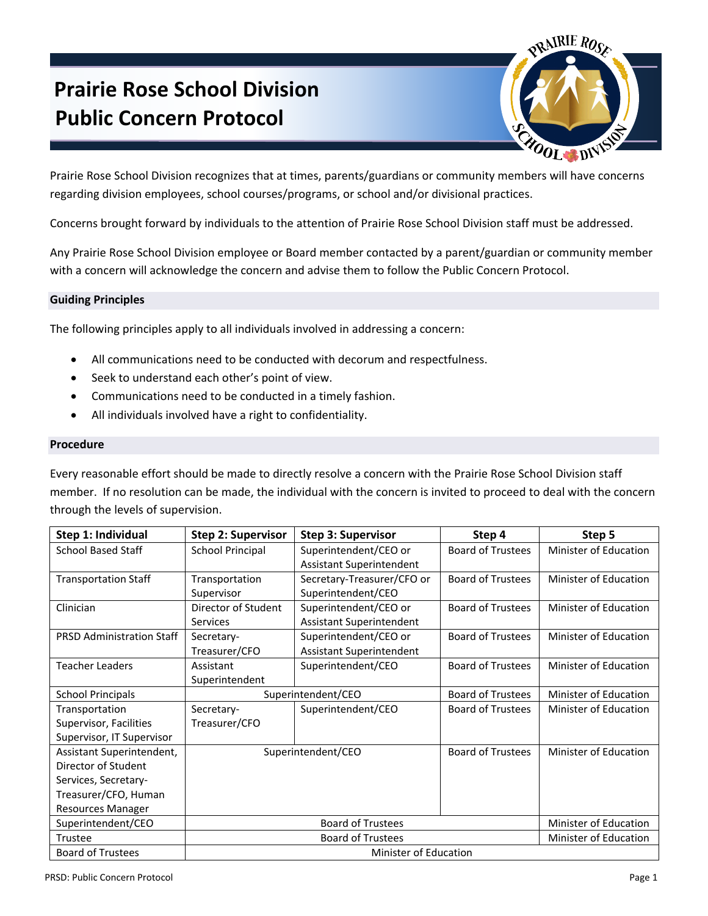# Prairie Rose School Division
# Public Concern Protocol

Prairie Rose School Division recognizes that at times, parents/guardians or community members will have concerns regarding division employees, school courses/programs, or school and/or divisional practices.

Concerns brought forward by individuals to the attention of Prairie Rose School Division staff must be addressed.

Any Prairie Rose School Division employee or Board member contacted by a parent/guardian or community member with a concern will acknowledge the concern and advise them to follow the Public Concern Protocol.

## Guiding Principles

The following principles apply to all individuals involved in addressing a concern:

- All communications need to be conducted with decorum and respectfulness.
- Seek to understand each other's point of view.
- Communications need to be conducted in a timely fashion.
- All individuals involved have a right to confidentiality.

## Procedure

Every reasonable effort should be made to directly resolve a concern with the Prairie Rose School Division staff member. If no resolution can be made, the individual with the concern is invited to proceed to deal with the concern through the levels of supervision.

| Step 1: Individual | Step 2: Supervisor | Step 3: Supervisor | Step 4 | Step 5 |
|---|---|---|---|---|
| School Based Staff | School Principal | Superintendent/CEO or Assistant Superintendent | Board of Trustees | Minister of Education |
| Transportation Staff | Transportation Supervisor | Secretary-Treasurer/CFO or Superintendent/CEO | Board of Trustees | Minister of Education |
| Clinician | Director of Student Services | Superintendent/CEO or Assistant Superintendent | Board of Trustees | Minister of Education |
| PRSD Administration Staff | Secretary-Treasurer/CFO | Superintendent/CEO or Assistant Superintendent | Board of Trustees | Minister of Education |
| Teacher Leaders | Assistant Superintendent | Superintendent/CEO | Board of Trustees | Minister of Education |
| School Principals | Superintendent/CEO | | Board of Trustees | Minister of Education |
| Transportation Supervisor, Facilities Supervisor, IT Supervisor | Secretary-Treasurer/CFO | Superintendent/CEO | Board of Trustees | Minister of Education |
| Assistant Superintendent, Director of Student Services, Secretary-Treasurer/CFO, Human Resources Manager | Superintendent/CEO | | Board of Trustees | Minister of Education |
| Superintendent/CEO | Board of Trustees | | | Minister of Education |
| Trustee | Board of Trustees | | | Minister of Education |
| Board of Trustees | Minister of Education | | | |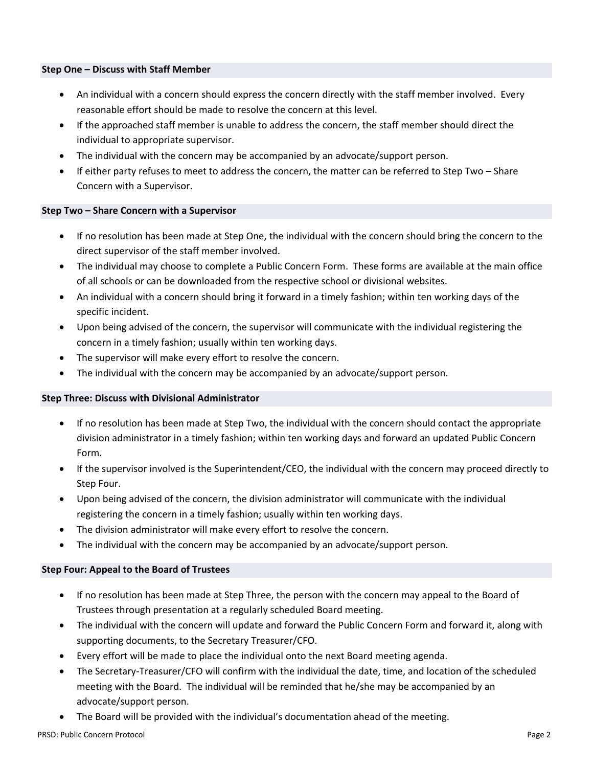#### Step One – Discuss with Staff Member

- An individual with a concern should express the concern directly with the staff member involved. Every reasonable effort should be made to resolve the concern at this level.
- If the approached staff member is unable to address the concern, the staff member should direct the individual to appropriate supervisor.
- The individual with the concern may be accompanied by an advocate/support person.
- If either party refuses to meet to address the concern, the matter can be referred to Step Two – Share Concern with a Supervisor.

#### Step Two – Share Concern with a Supervisor

- If no resolution has been made at Step One, the individual with the concern should bring the concern to the direct supervisor of the staff member involved.
- The individual may choose to complete a Public Concern Form. These forms are available at the main office of all schools or can be downloaded from the respective school or divisional websites.
- An individual with a concern should bring it forward in a timely fashion; within ten working days of the specific incident.
- Upon being advised of the concern, the supervisor will communicate with the individual registering the concern in a timely fashion; usually within ten working days.
- The supervisor will make every effort to resolve the concern.
- The individual with the concern may be accompanied by an advocate/support person.

#### Step Three: Discuss with Divisional Administrator

- If no resolution has been made at Step Two, the individual with the concern should contact the appropriate division administrator in a timely fashion; within ten working days and forward an updated Public Concern Form.
- If the supervisor involved is the Superintendent/CEO, the individual with the concern may proceed directly to Step Four.
- Upon being advised of the concern, the division administrator will communicate with the individual registering the concern in a timely fashion; usually within ten working days.
- The division administrator will make every effort to resolve the concern.
- The individual with the concern may be accompanied by an advocate/support person.

#### Step Four: Appeal to the Board of Trustees

- If no resolution has been made at Step Three, the person with the concern may appeal to the Board of Trustees through presentation at a regularly scheduled Board meeting.
- The individual with the concern will update and forward the Public Concern Form and forward it, along with supporting documents, to the Secretary Treasurer/CFO.
- Every effort will be made to place the individual onto the next Board meeting agenda.
- The Secretary-Treasurer/CFO will confirm with the individual the date, time, and location of the scheduled meeting with the Board. The individual will be reminded that he/she may be accompanied by an advocate/support person.
- The Board will be provided with the individual's documentation ahead of the meeting.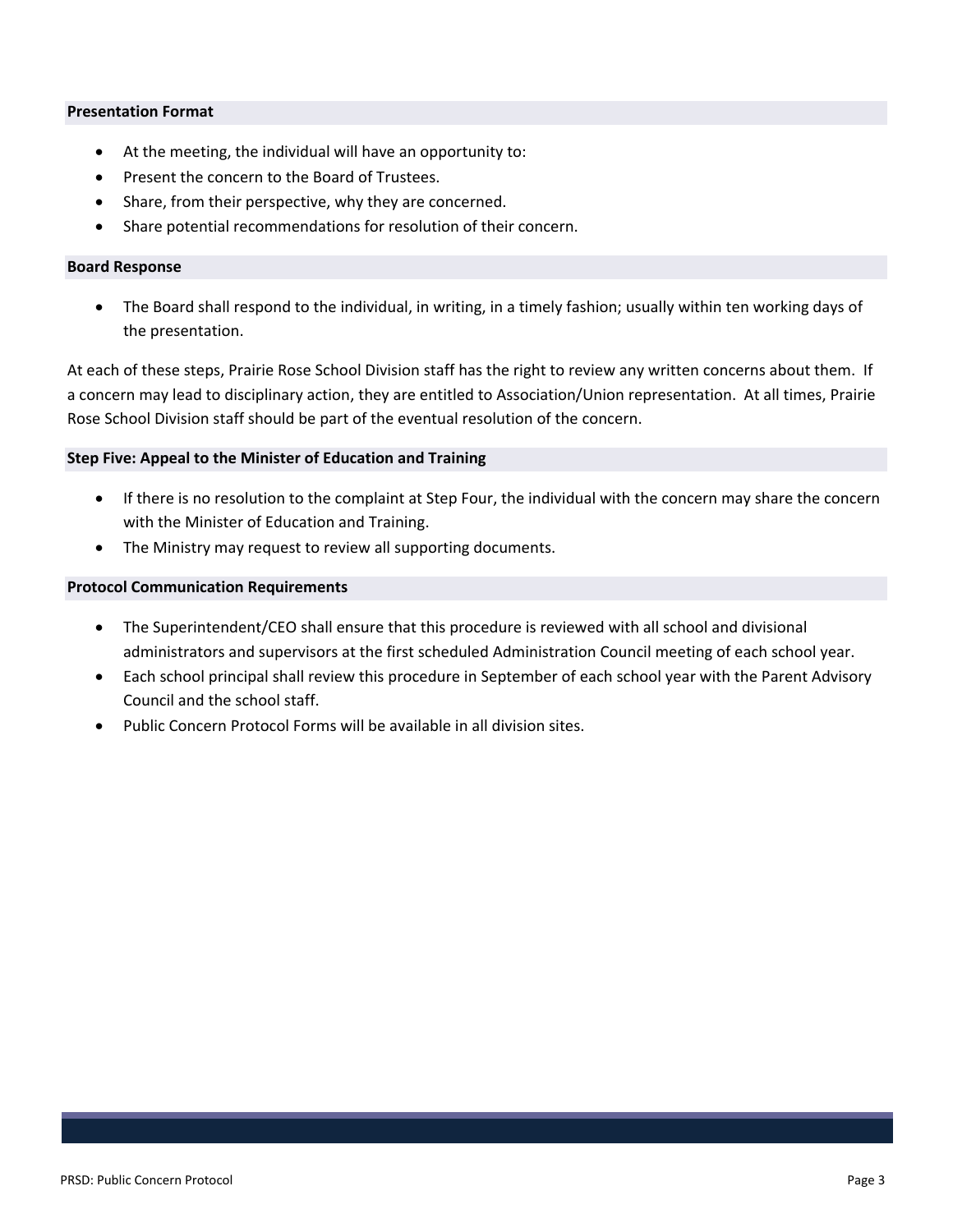#### Presentation Format

- At the meeting, the individual will have an opportunity to:
- Present the concern to the Board of Trustees.
- Share, from their perspective, why they are concerned.
- Share potential recommendations for resolution of their concern.

#### Board Response

- The Board shall respond to the individual, in writing, in a timely fashion; usually within ten working days of the presentation.

At each of these steps, Prairie Rose School Division staff has the right to review any written concerns about them. If a concern may lead to disciplinary action, they are entitled to Association/Union representation. At all times, Prairie Rose School Division staff should be part of the eventual resolution of the concern.

#### Step Five: Appeal to the Minister of Education and Training

- If there is no resolution to the complaint at Step Four, the individual with the concern may share the concern with the Minister of Education and Training.
- The Ministry may request to review all supporting documents.

#### Protocol Communication Requirements

- The Superintendent/CEO shall ensure that this procedure is reviewed with all school and divisional administrators and supervisors at the first scheduled Administration Council meeting of each school year.
- Each school principal shall review this procedure in September of each school year with the Parent Advisory Council and the school staff.
- Public Concern Protocol Forms will be available in all division sites.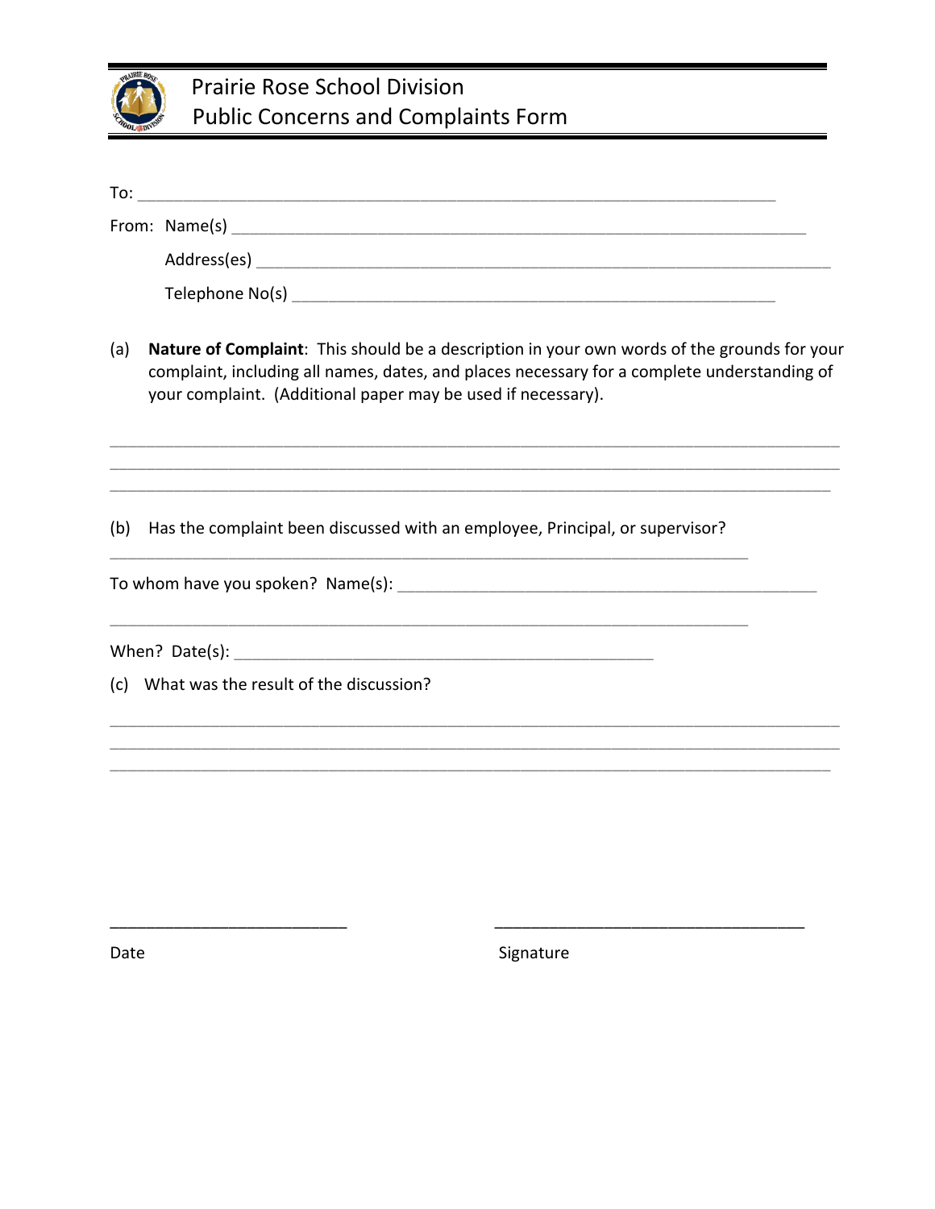# Prairie Rose School Division
## Public Concerns and Complaints Form

To: ___________________________________________________________________________

From: Name(s) ____________________________________________________________________

Address(es) ____________________________________________________________________

Telephone No(s) ________________________________________________________

(a) **Nature of Complaint**: This should be a description in your own words of the grounds for your complaint, including all names, dates, and places necessary for a complete understanding of your complaint. (Additional paper may be used if necessary).

______________________________________________________________________________________
______________________________________________________________________________________
______________________________________________________________________________________

(b) Has the complaint been discussed with an employee, Principal, or supervisor?

___________________________________________________________________________

To whom have you spoken? Name(s): _______________________________________________

___________________________________________________________________________

When? Date(s): _______________________________________________

(c) What was the result of the discussion?

______________________________________________________________________________________
______________________________________________________________________________________
______________________________________________________________________________________

___________________________ ___________________________________

Date Signature